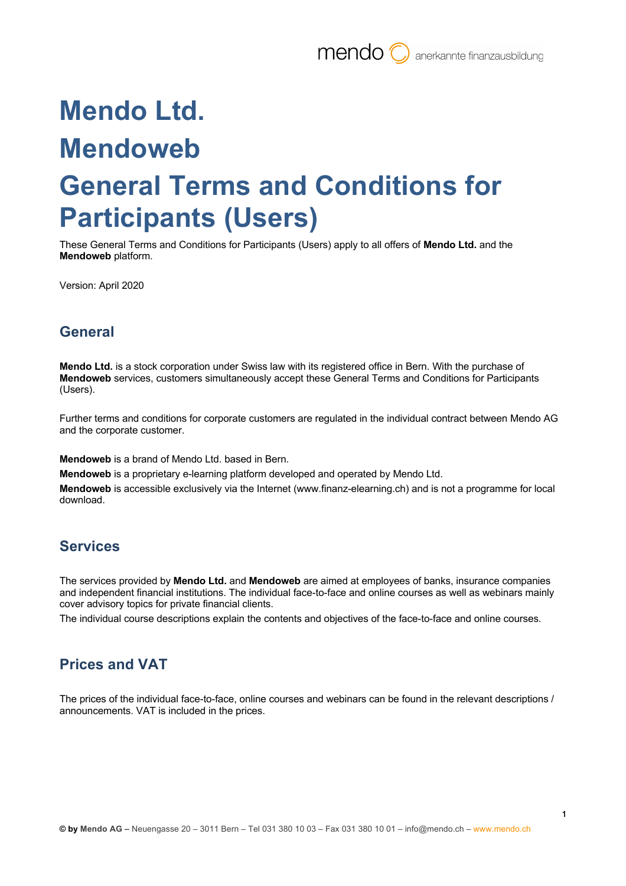# Mendo Ltd.

# Mendoweb

# General Terms and Conditions for Participants (Users)

These General Terms and Conditions for Participants (Users) apply to all offers of **Mendo Ltd.** and the **Mendoweb** platform.

Version: April 2020

## General

**Mendo Ltd.** is a stock corporation under Swiss law with its registered office in Bern. With the purchase of **Mendoweb** services, customers simultaneously accept these General Terms and Conditions for Participants (Users).

Further terms and conditions for corporate customers are regulated in the individual contract between Mendo AG and the corporate customer.

**Mendoweb** is a brand of Mendo Ltd. based in Bern.

**Mendoweb** is a proprietary e-learning platform developed and operated by Mendo Ltd.

**Mendoweb** is accessible exclusively via the Internet (www.finanz-elearning.ch) and is not a programme for local download.

## Services

The services provided by **Mendo Ltd.** and **Mendoweb** are aimed at employees of banks, insurance companies and independent financial institutions. The individual face-to-face and online courses as well as webinars mainly cover advisory topics for private financial clients.

The individual course descriptions explain the contents and objectives of the face-to-face and online courses.

## Prices and VAT

The prices of the individual face-to-face, online courses and webinars can be found in the relevant descriptions / announcements. VAT is included in the prices.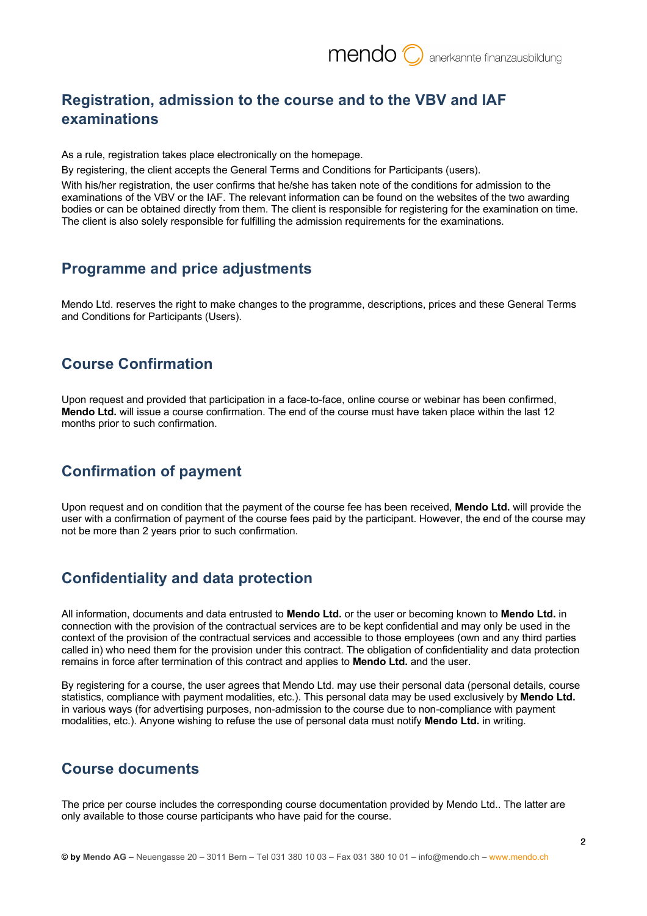## Registration, admission to the course and to the VBV and IAF examinations

As a rule, registration takes place electronically on the homepage.

By registering, the client accepts the General Terms and Conditions for Participants (users).

With his/her registration, the user confirms that he/she has taken note of the conditions for admission to the examinations of the VBV or the IAF. The relevant information can be found on the websites of the two awarding bodies or can be obtained directly from them. The client is responsible for registering for the examination on time. The client is also solely responsible for fulfilling the admission requirements for the examinations.

## Programme and price adjustments

Mendo Ltd. reserves the right to make changes to the programme, descriptions, prices and these General Terms and Conditions for Participants (Users).

## Course Confirmation

Upon request and provided that participation in a face-to-face, online course or webinar has been confirmed, **Mendo Ltd.** will issue a course confirmation. The end of the course must have taken place within the last 12 months prior to such confirmation.

## Confirmation of payment

Upon request and on condition that the payment of the course fee has been received, **Mendo Ltd.** will provide the user with a confirmation of payment of the course fees paid by the participant. However, the end of the course may not be more than 2 years prior to such confirmation.

## Confidentiality and data protection

All information, documents and data entrusted to **Mendo Ltd.** or the user or becoming known to **Mendo Ltd.** in connection with the provision of the contractual services are to be kept confidential and may only be used in the context of the provision of the contractual services and accessible to those employees (own and any third parties called in) who need them for the provision under this contract. The obligation of confidentiality and data protection remains in force after termination of this contract and applies to **Mendo Ltd.** and the user.

By registering for a course, the user agrees that Mendo Ltd. may use their personal data (personal details, course statistics, compliance with payment modalities, etc.). This personal data may be used exclusively by **Mendo Ltd.** in various ways (for advertising purposes, non-admission to the course due to non-compliance with payment modalities, etc.). Anyone wishing to refuse the use of personal data must notify **Mendo Ltd.** in writing.

## Course documents

The price per course includes the corresponding course documentation provided by Mendo Ltd.. The latter are only available to those course participants who have paid for the course.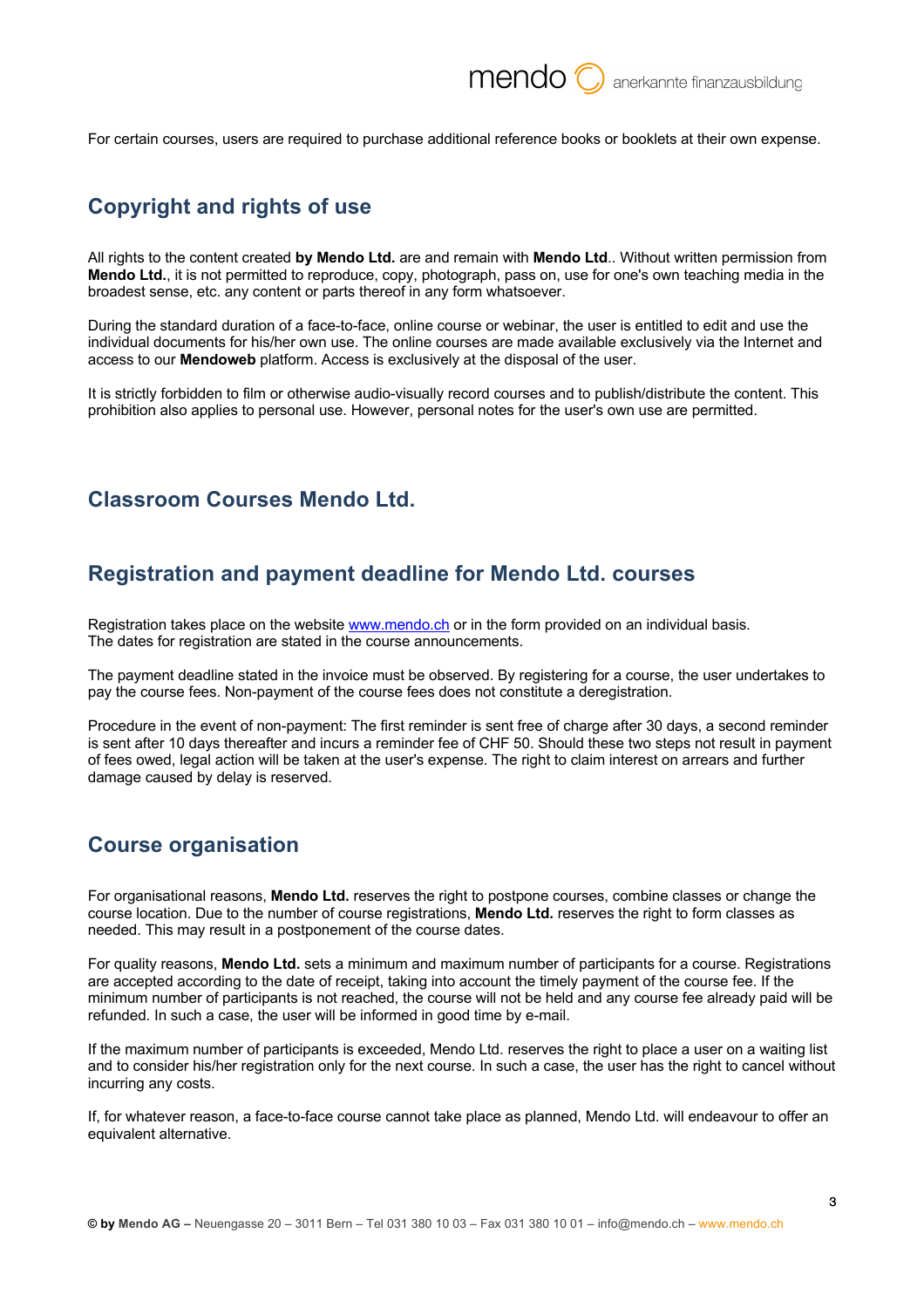For certain courses, users are required to purchase additional reference books or booklets at their own expense.

## Copyright and rights of use

All rights to the content created **by Mendo Ltd.** are and remain with **Mendo Ltd**.. Without written permission from **Mendo Ltd.**, it is not permitted to reproduce, copy, photograph, pass on, use for one's own teaching media in the broadest sense, etc. any content or parts thereof in any form whatsoever.

During the standard duration of a face-to-face, online course or webinar, the user is entitled to edit and use the individual documents for his/her own use. The online courses are made available exclusively via the Internet and access to our **Mendoweb** platform. Access is exclusively at the disposal of the user.

It is strictly forbidden to film or otherwise audio-visually record courses and to publish/distribute the content. This prohibition also applies to personal use. However, personal notes for the user's own use are permitted.

## Classroom Courses Mendo Ltd.

## Registration and payment deadline for Mendo Ltd. courses

Registration takes place on the website [www.mendo.ch](www.mendo.ch) or in the form provided on an individual basis.
The dates for registration are stated in the course announcements.

The payment deadline stated in the invoice must be observed. By registering for a course, the user undertakes to pay the course fees. Non-payment of the course fees does not constitute a deregistration.

Procedure in the event of non-payment: The first reminder is sent free of charge after 30 days, a second reminder is sent after 10 days thereafter and incurs a reminder fee of CHF 50. Should these two steps not result in payment of fees owed, legal action will be taken at the user's expense. The right to claim interest on arrears and further damage caused by delay is reserved.

## Course organisation

For organisational reasons, **Mendo Ltd.** reserves the right to postpone courses, combine classes or change the course location. Due to the number of course registrations, **Mendo Ltd.** reserves the right to form classes as needed. This may result in a postponement of the course dates.

For quality reasons, **Mendo Ltd.** sets a minimum and maximum number of participants for a course. Registrations are accepted according to the date of receipt, taking into account the timely payment of the course fee. If the minimum number of participants is not reached, the course will not be held and any course fee already paid will be refunded. In such a case, the user will be informed in good time by e-mail.

If the maximum number of participants is exceeded, Mendo Ltd. reserves the right to place a user on a waiting list and to consider his/her registration only for the next course. In such a case, the user has the right to cancel without incurring any costs.

If, for whatever reason, a face-to-face course cannot take place as planned, Mendo Ltd. will endeavour to offer an equivalent alternative.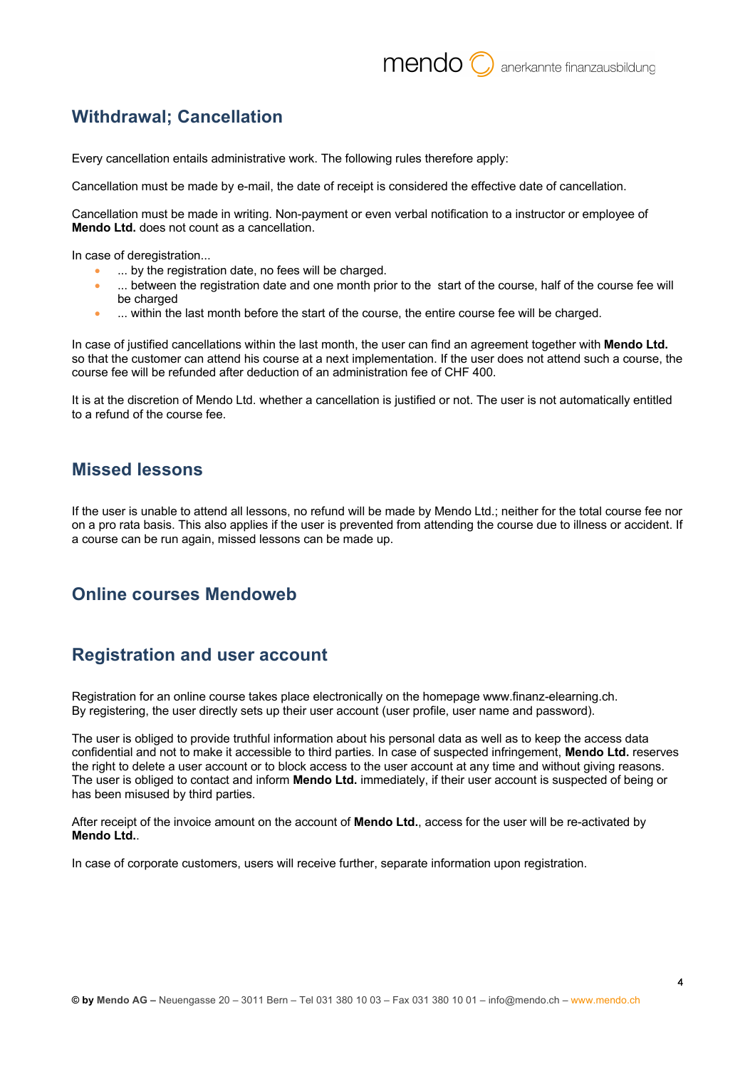## Withdrawal; Cancellation

Every cancellation entails administrative work. The following rules therefore apply:

Cancellation must be made by e-mail, the date of receipt is considered the effective date of cancellation.

Cancellation must be made in writing. Non-payment or even verbal notification to a instructor or employee of **Mendo Ltd.** does not count as a cancellation.

In case of deregistration...

- ... by the registration date, no fees will be charged.
- ... between the registration date and one month prior to the start of the course, half of the course fee will be charged
- ... within the last month before the start of the course, the entire course fee will be charged.

In case of justified cancellations within the last month, the user can find an agreement together with **Mendo Ltd.** so that the customer can attend his course at a next implementation. If the user does not attend such a course, the course fee will be refunded after deduction of an administration fee of CHF 400.

It is at the discretion of Mendo Ltd. whether a cancellation is justified or not. The user is not automatically entitled to a refund of the course fee.

## Missed lessons

If the user is unable to attend all lessons, no refund will be made by Mendo Ltd.; neither for the total course fee nor on a pro rata basis. This also applies if the user is prevented from attending the course due to illness or accident. If a course can be run again, missed lessons can be made up.

## Online courses Mendoweb

## Registration and user account

Registration for an online course takes place electronically on the homepage www.finanz-elearning.ch. By registering, the user directly sets up their user account (user profile, user name and password).

The user is obliged to provide truthful information about his personal data as well as to keep the access data confidential and not to make it accessible to third parties. In case of suspected infringement, **Mendo Ltd.** reserves the right to delete a user account or to block access to the user account at any time and without giving reasons. The user is obliged to contact and inform **Mendo Ltd.** immediately, if their user account is suspected of being or has been misused by third parties.

After receipt of the invoice amount on the account of **Mendo Ltd.**, access for the user will be re-activated by **Mendo Ltd.**.

In case of corporate customers, users will receive further, separate information upon registration.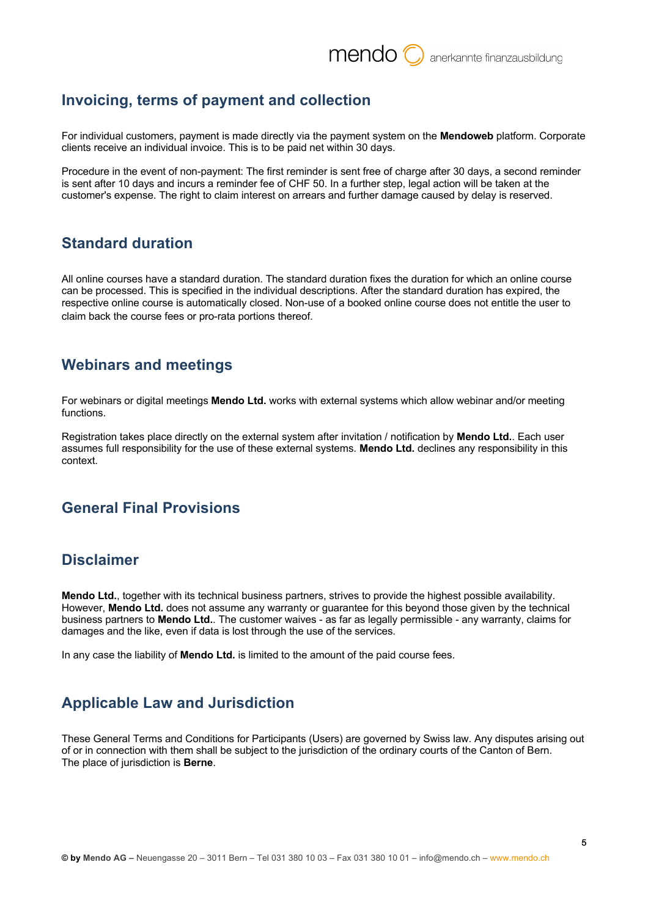## Invoicing, terms of payment and collection

For individual customers, payment is made directly via the payment system on the **Mendoweb** platform. Corporate clients receive an individual invoice. This is to be paid net within 30 days.

Procedure in the event of non-payment: The first reminder is sent free of charge after 30 days, a second reminder is sent after 10 days and incurs a reminder fee of CHF 50. In a further step, legal action will be taken at the customer's expense. The right to claim interest on arrears and further damage caused by delay is reserved.

## Standard duration

All online courses have a standard duration. The standard duration fixes the duration for which an online course can be processed. This is specified in the individual descriptions. After the standard duration has expired, the respective online course is automatically closed. Non-use of a booked online course does not entitle the user to claim back the course fees or pro-rata portions thereof.

## Webinars and meetings

For webinars or digital meetings **Mendo Ltd.** works with external systems which allow webinar and/or meeting functions.

Registration takes place directly on the external system after invitation / notification by **Mendo Ltd.**. Each user assumes full responsibility for the use of these external systems. **Mendo Ltd.** declines any responsibility in this context.

## General Final Provisions

## Disclaimer

**Mendo Ltd.**, together with its technical business partners, strives to provide the highest possible availability. However, **Mendo Ltd.** does not assume any warranty or guarantee for this beyond those given by the technical business partners to **Mendo Ltd.**. The customer waives - as far as legally permissible - any warranty, claims for damages and the like, even if data is lost through the use of the services.

In any case the liability of **Mendo Ltd.** is limited to the amount of the paid course fees.

## Applicable Law and Jurisdiction

These General Terms and Conditions for Participants (Users) are governed by Swiss law. Any disputes arising out of or in connection with them shall be subject to the jurisdiction of the ordinary courts of the Canton of Bern. The place of jurisdiction is **Berne**.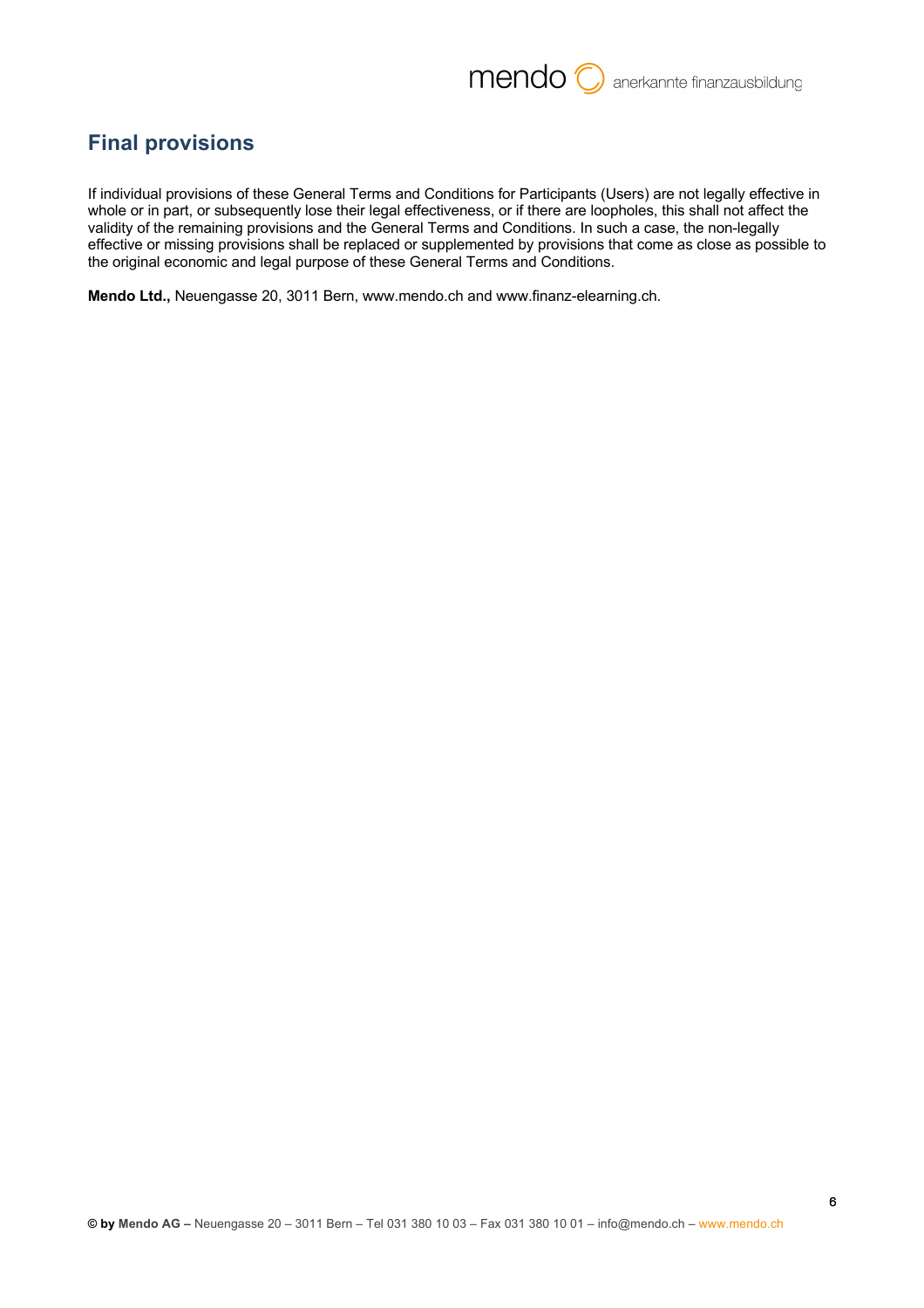## Final provisions

If individual provisions of these General Terms and Conditions for Participants (Users) are not legally effective in whole or in part, or subsequently lose their legal effectiveness, or if there are loopholes, this shall not affect the validity of the remaining provisions and the General Terms and Conditions. In such a case, the non-legally effective or missing provisions shall be replaced or supplemented by provisions that come as close as possible to the original economic and legal purpose of these General Terms and Conditions.

**Mendo Ltd.,** Neuengasse 20, 3011 Bern, www.mendo.ch and www.finanz-elearning.ch.